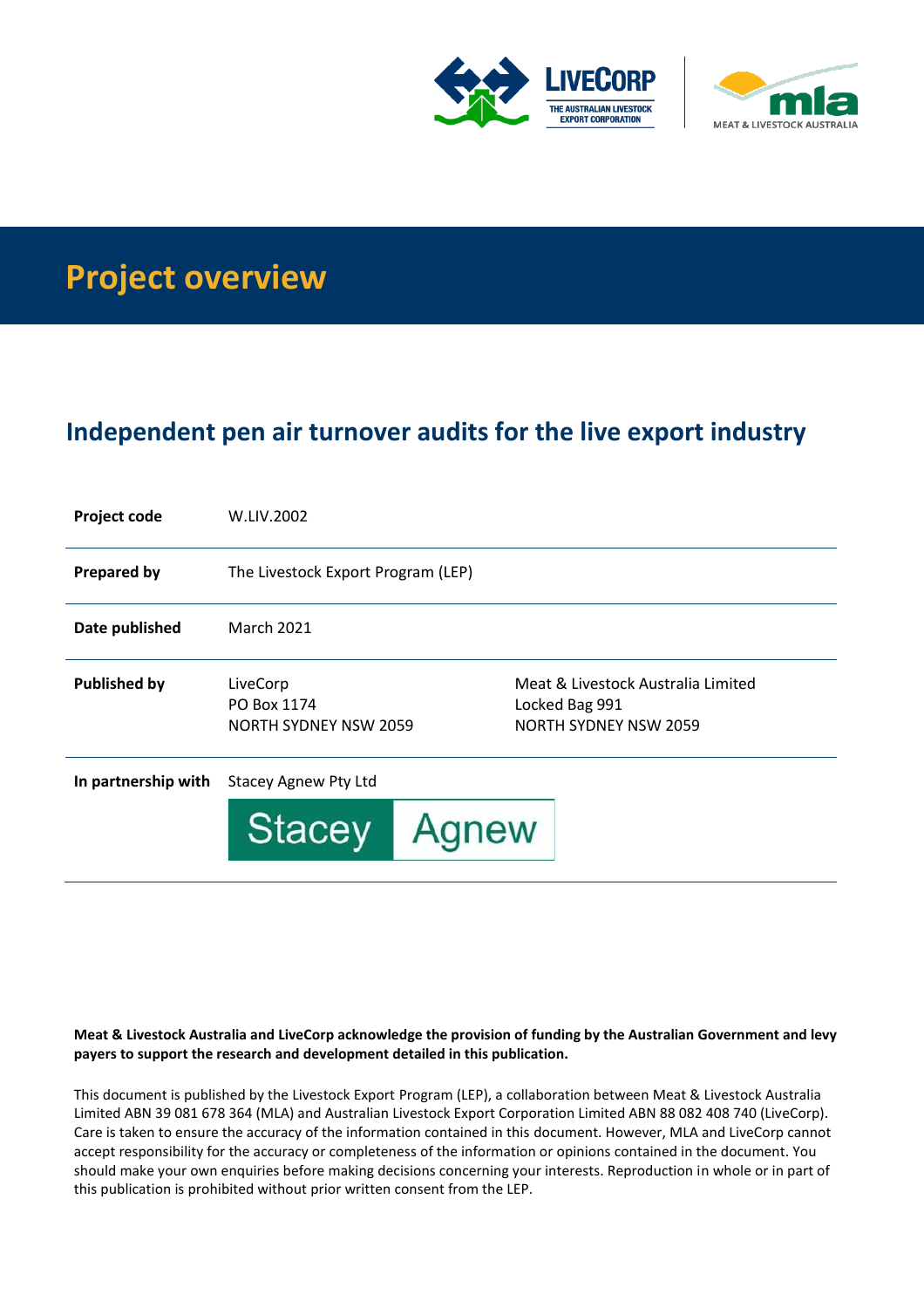# Project overview

## Independent pen air turnover audits for the live export industry

| | | |
|---|---|---|
| **Project code** | W.LIV.2002 | |
| **Prepared by** | The Livestock Export Program (LEP) | |
| **Date published** | March 2021 | |
| **Published by** | LiveCorp<br>PO Box 1174<br>NORTH SYDNEY NSW 2059 | Meat & Livestock Australia Limited<br>Locked Bag 991<br>NORTH SYDNEY NSW 2059 |
| **In partnership with** | Stacey Agnew Pty Ltd | |

**Meat & Livestock Australia and LiveCorp acknowledge the provision of funding by the Australian Government and levy payers to support the research and development detailed in this publication.**

This document is published by the Livestock Export Program (LEP), a collaboration between Meat & Livestock Australia Limited ABN 39 081 678 364 (MLA) and Australian Livestock Export Corporation Limited ABN 88 082 408 740 (LiveCorp). Care is taken to ensure the accuracy of the information contained in this document. However, MLA and LiveCorp cannot accept responsibility for the accuracy or completeness of the information or opinions contained in the document. You should make your own enquiries before making decisions concerning your interests. Reproduction in whole or in part of this publication is prohibited without prior written consent from the LEP.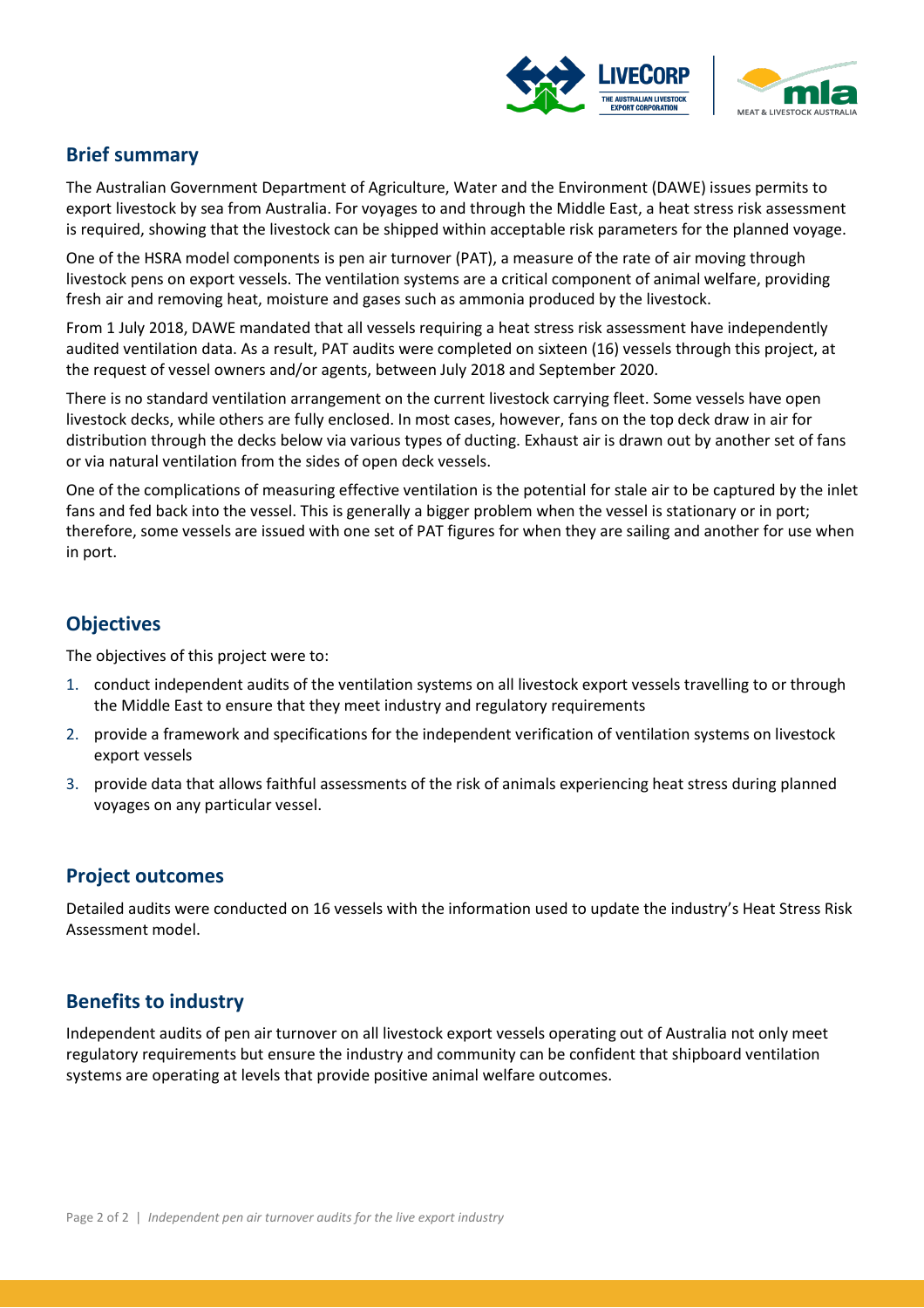## Brief summary

The Australian Government Department of Agriculture, Water and the Environment (DAWE) issues permits to export livestock by sea from Australia. For voyages to and through the Middle East, a heat stress risk assessment is required, showing that the livestock can be shipped within acceptable risk parameters for the planned voyage.

One of the HSRA model components is pen air turnover (PAT), a measure of the rate of air moving through livestock pens on export vessels. The ventilation systems are a critical component of animal welfare, providing fresh air and removing heat, moisture and gases such as ammonia produced by the livestock.

From 1 July 2018, DAWE mandated that all vessels requiring a heat stress risk assessment have independently audited ventilation data. As a result, PAT audits were completed on sixteen (16) vessels through this project, at the request of vessel owners and/or agents, between July 2018 and September 2020.

There is no standard ventilation arrangement on the current livestock carrying fleet. Some vessels have open livestock decks, while others are fully enclosed. In most cases, however, fans on the top deck draw in air for distribution through the decks below via various types of ducting. Exhaust air is drawn out by another set of fans or via natural ventilation from the sides of open deck vessels.

One of the complications of measuring effective ventilation is the potential for stale air to be captured by the inlet fans and fed back into the vessel. This is generally a bigger problem when the vessel is stationary or in port; therefore, some vessels are issued with one set of PAT figures for when they are sailing and another for use when in port.

## Objectives

The objectives of this project were to:

1. conduct independent audits of the ventilation systems on all livestock export vessels travelling to or through the Middle East to ensure that they meet industry and regulatory requirements
2. provide a framework and specifications for the independent verification of ventilation systems on livestock export vessels
3. provide data that allows faithful assessments of the risk of animals experiencing heat stress during planned voyages on any particular vessel.

## Project outcomes

Detailed audits were conducted on 16 vessels with the information used to update the industry's Heat Stress Risk Assessment model.

## Benefits to industry

Independent audits of pen air turnover on all livestock export vessels operating out of Australia not only meet regulatory requirements but ensure the industry and community can be confident that shipboard ventilation systems are operating at levels that provide positive animal welfare outcomes.